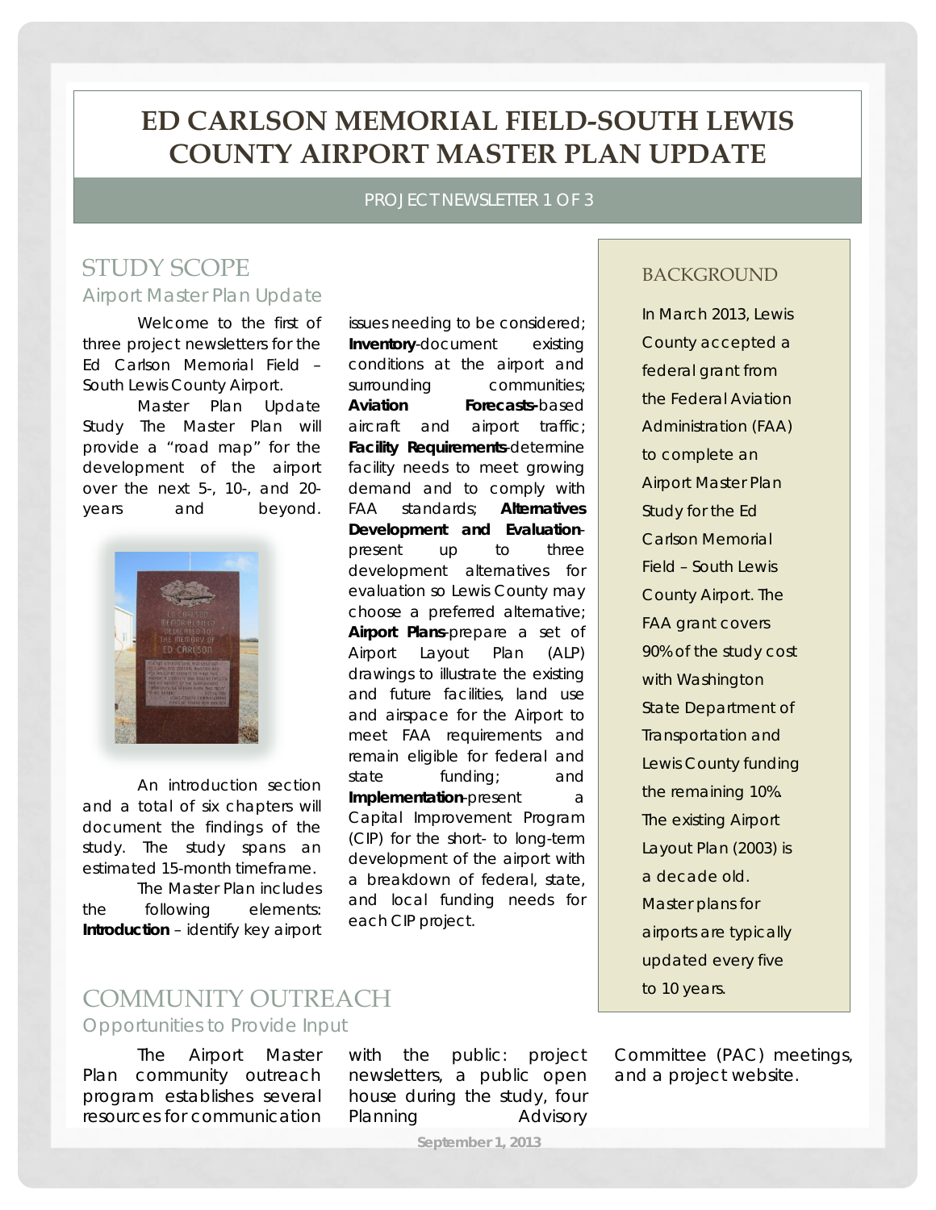# ED CARLSON MEMORIAL FIELD-SOUTH LEWIS COUNTY AIRPORT MASTER PLAN UPDATE

PROJECT NEWSLETTER 1 OF 3

## STUDY SCOPE

### Airport Master Plan Update

Welcome to the first of three project newsletters for the Ed Carlson Memorial Field – South Lewis County Airport.

Master Plan Update Study The Master Plan will provide a "road map" for the development of the airport over the next 5-, 10-, and 20-years and beyond.

An introduction section and a total of six chapters will document the findings of the study. The study spans an estimated 15-month timeframe.

The Master Plan includes the following elements: **Introduction** – identify key airport issues needing to be considered; **Inventory**-document existing conditions at the airport and surrounding communities; **Aviation Forecasts**-based aircraft and airport traffic; **Facility Requirements**-determine facility needs to meet growing demand and to comply with FAA standards; **Alternatives Development and Evaluation**-present up to three development alternatives for evaluation so Lewis County may choose a preferred alternative; **Airport Plans**-prepare a set of Airport Layout Plan (ALP) drawings to illustrate the existing and future facilities, land use and airspace for the Airport to meet FAA requirements and remain eligible for federal and state funding; and **Implementation**-present a Capital Improvement Program (CIP) for the short- to long-term development of the airport with a breakdown of federal, state, and local funding needs for each CIP project.

## BACKGROUND

In March 2013, Lewis County accepted a federal grant from the Federal Aviation Administration (FAA) to complete an Airport Master Plan Study for the Ed Carlson Memorial Field – South Lewis County Airport. The FAA grant covers 90% of the study cost with Washington State Department of Transportation and Lewis County funding the remaining 10%. The existing Airport Layout Plan (2003) is a decade old. Master plans for airports are typically updated every five to 10 years.

## COMMUNITY OUTREACH

### Opportunities to Provide Input

The Airport Master Plan community outreach program establishes several resources for communication with the public: project newsletters, a public open house during the study, four Planning Advisory Committee (PAC) meetings, and a project website.

September 1, 2013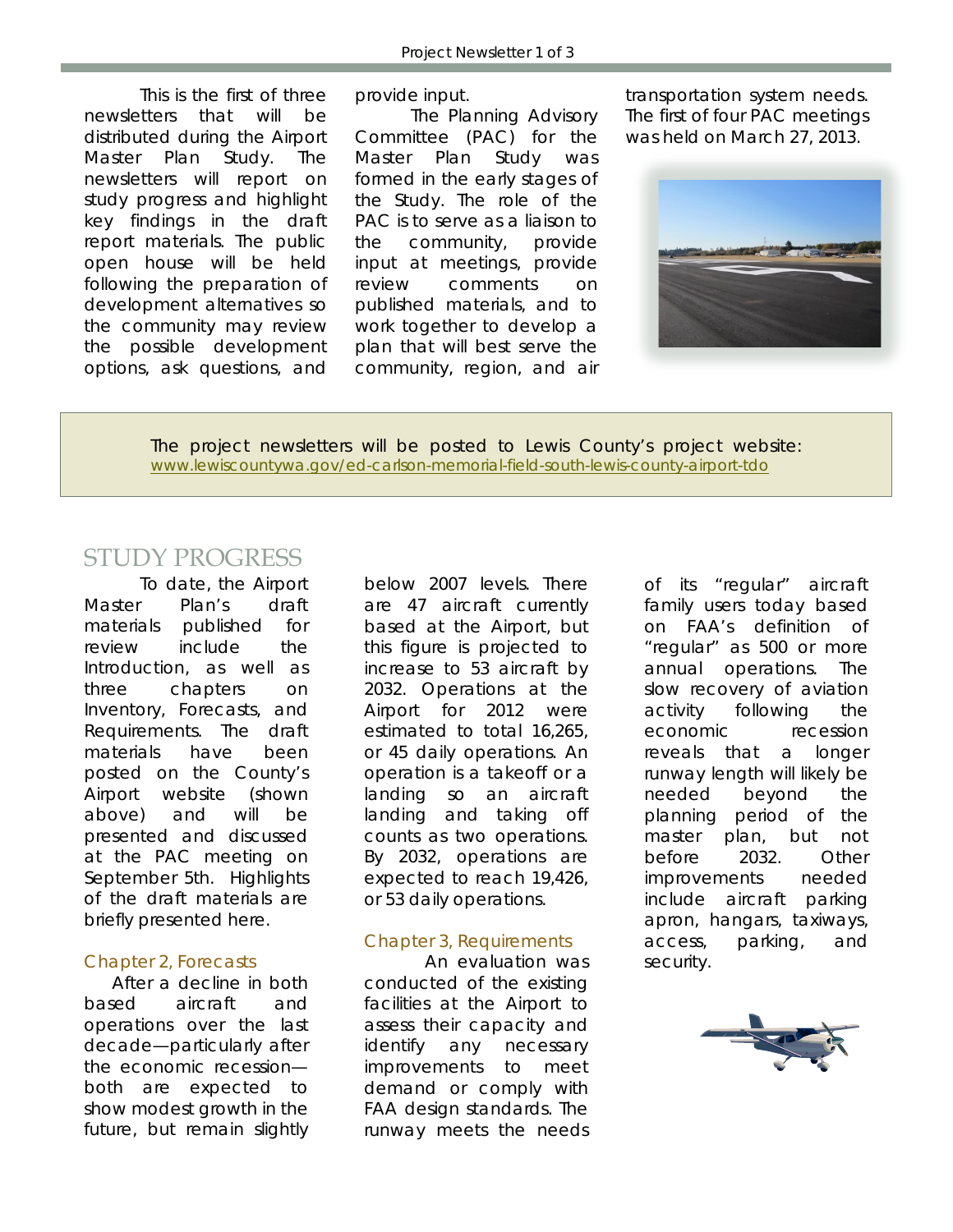This is the first of three newsletters that will be distributed during the Airport Master Plan Study. The newsletters will report on study progress and highlight key findings in the draft report materials. The public open house will be held following the preparation of development alternatives so the community may review the possible development options, ask questions, and provide input.

The Planning Advisory Committee (PAC) for the Master Plan Study was formed in the early stages of the Study. The role of the PAC is to serve as a liaison to the community, provide input at meetings, provide review comments on published materials, and to work together to develop a plan that will best serve the community, region, and air transportation system needs. The first of four PAC meetings was held on March 27, 2013.

The project newsletters will be posted to Lewis County's project website: www.lewiscountywa.gov/ed-carlson-memorial-field-south-lewis-county-airport-tdo

## STUDY PROGRESS

To date, the Airport Master Plan's draft materials published for review include the Introduction, as well as three chapters on Inventory, Forecasts, and Requirements. The draft materials have been posted on the County's Airport website (shown above) and will be presented and discussed at the PAC meeting on September 5th. Highlights of the draft materials are briefly presented here.

### Chapter 2, Forecasts

After a decline in both based aircraft and operations over the last decade—particularly after the economic recession—both are expected to show modest growth in the future, but remain slightly below 2007 levels. There are 47 aircraft currently based at the Airport, but this figure is projected to increase to 53 aircraft by 2032. Operations at the Airport for 2012 were estimated to total 16,265, or 45 daily operations. An operation is a takeoff or a landing so an aircraft landing and taking off counts as two operations. By 2032, operations are expected to reach 19,426, or 53 daily operations.

### Chapter 3, Requirements

An evaluation was conducted of the existing facilities at the Airport to assess their capacity and identify any necessary improvements to meet demand or comply with FAA design standards. The runway meets the needs of its "regular" aircraft family users today based on FAA's definition of "regular" as 500 or more annual operations. The slow recovery of aviation activity following the economic recession reveals that a longer runway length will likely be needed beyond the planning period of the master plan, but not before 2032. Other improvements needed include aircraft parking apron, hangars, taxiways, access, parking, and security.